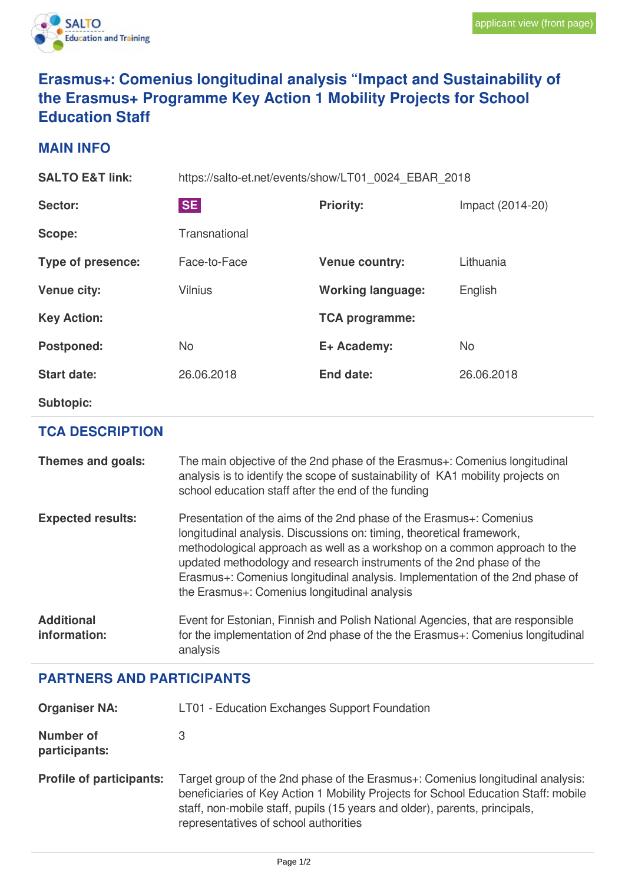applicant view (front page)

# Erasmus+: Comenius longitudinal analysis “Impact and Sustainability of the Erasmus+ Programme Key Action 1 Mobility Projects for School Education Staff

## MAIN INFO

| | | | |
|---|---|---|---|
| **SALTO E&T link:** | https://salto-et.net/events/show/LT01_0024_EBAR_2018 | | |
| **Sector:** | SE | **Priority:** | Impact (2014-20) |
| **Scope:** | Transnational | | |
| **Type of presence:** | Face-to-Face | **Venue country:** | Lithuania |
| **Venue city:** | Vilnius | **Working language:** | English |
| **Key Action:** | | **TCA programme:** | |
| **Postponed:** | No | **E+ Academy:** | No |
| **Start date:** | 26.06.2018 | **End date:** | 26.06.2018 |
| **Subtopic:** | | | |

## TCA DESCRIPTION

**Themes and goals:** The main objective of the 2nd phase of the Erasmus+: Comenius longitudinal analysis is to identify the scope of sustainability of KA1 mobility projects on school education staff after the end of the funding

**Expected results:** Presentation of the aims of the 2nd phase of the Erasmus+: Comenius longitudinal analysis. Discussions on: timing, theoretical framework, methodological approach as well as a workshop on a common approach to the updated methodology and research instruments of the 2nd phase of the Erasmus+: Comenius longitudinal analysis. Implementation of the 2nd phase of the Erasmus+: Comenius longitudinal analysis

**Additional information:** Event for Estonian, Finnish and Polish National Agencies, that are responsible for the implementation of 2nd phase of the the Erasmus+: Comenius longitudinal analysis

## PARTNERS AND PARTICIPANTS

**Organiser NA:** LT01 - Education Exchanges Support Foundation

**Number of participants:** 3

**Profile of participants:** Target group of the 2nd phase of the Erasmus+: Comenius longitudinal analysis: beneficiaries of Key Action 1 Mobility Projects for School Education Staff: mobile staff, non-mobile staff, pupils (15 years and older), parents, principals, representatives of school authorities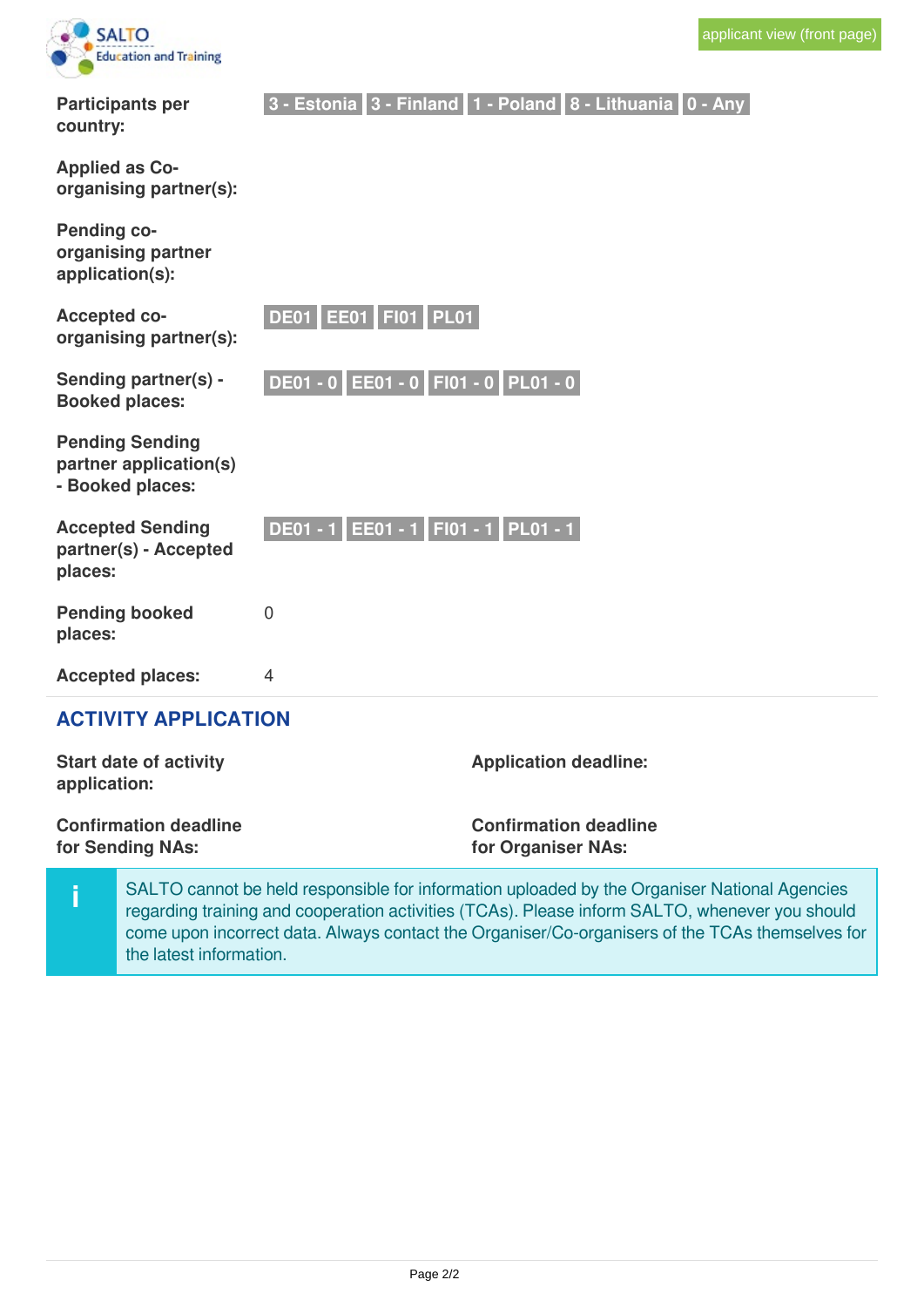applicant view (front page)

**Participants per country:** 3 - Estonia 3 - Finland 1 - Poland 8 - Lithuania 0 - Any

**Applied as Co-organising partner(s):**

**Pending co-organising partner application(s):**

**Accepted co-organising partner(s):** DE01 EE01 FI01 PL01

**Sending partner(s) - Booked places:** DE01 - 0 EE01 - 0 FI01 - 0 PL01 - 0

**Pending Sending partner application(s) - Booked places:**

**Accepted Sending partner(s) - Accepted places:** DE01 - 1 EE01 - 1 FI01 - 1 PL01 - 1

**Pending booked places:** 0

**Accepted places:** 4

## ACTIVITY APPLICATION

**Start date of activity application:**

**Application deadline:**

**Confirmation deadline for Sending NAs:**

**Confirmation deadline for Organiser NAs:**

i SALTO cannot be held responsible for information uploaded by the Organiser National Agencies regarding training and cooperation activities (TCAs). Please inform SALTO, whenever you should come upon incorrect data. Always contact the Organiser/Co-organisers of the TCAs themselves for the latest information.